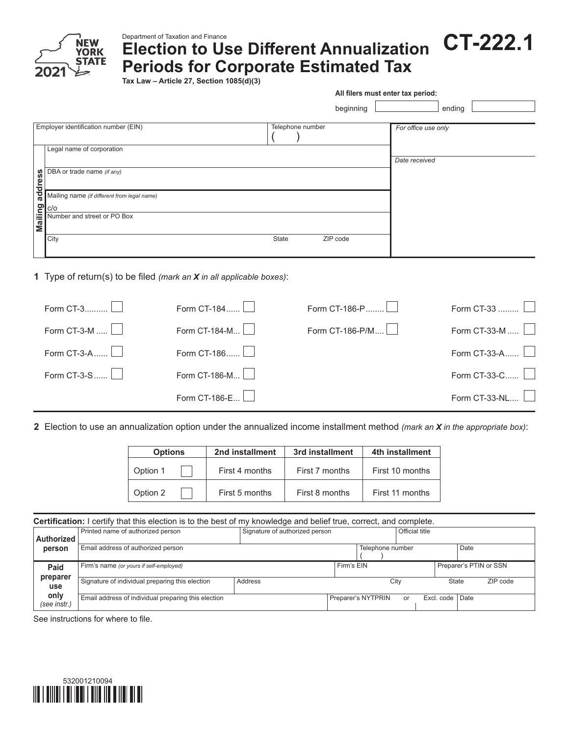Department of Taxation and Finance

# Election to Use Different Annualization Periods for Corporate Estimated Tax

**CT-222.1**

2021

**Tax Law – Article 27, Section 1085(d)(3)**

**All filers must enter tax period:**

beginning ______ ending ______

| | |
|---|---|
| Employer identification number (EIN) | Telephone number ( ) |
| Legal name of corporation | |
| DBA or trade name *(if any)* | |
| Mailing name *(if different from legal name)* c/o | |
| Number and street or PO Box | |
| City | State ZIP code |

*For office use only*

*Date received*

**1** Type of return(s) to be filed *(mark an **X** in all applicable boxes)*:

| | | | |
|---|---|---|---|
| Form CT-3 ☐ | Form CT-184 ☐ | Form CT-186-P ☐ | Form CT-33 ☐ |
| Form CT-3-M ☐ | Form CT-184-M ☐ | Form CT-186-P/M ☐ | Form CT-33-M ☐ |
| Form CT-3-A ☐ | Form CT-186 ☐ | | Form CT-33-A ☐ |
| Form CT-3-S ☐ | Form CT-186-M ☐ | | Form CT-33-C ☐ |
| | Form CT-186-E ☐ | | Form CT-33-NL ☐ |

**2** Election to use an annualization option under the annualized income installment method *(mark an **X** in the appropriate box)*:

| Options | 2nd installment | 3rd installment | 4th installment |
|---|---|---|---|
| Option 1 ☐ | First 4 months | First 7 months | First 10 months |
| Option 2 ☐ | First 5 months | First 8 months | First 11 months |

**Certification:** I certify that this election is to the best of my knowledge and belief true, correct, and complete.

| | | | | | |
|---|---|---|---|---|---|
| **Authorized person** | Printed name of authorized person | Signature of authorized person | | Official title | |
| | Email address of authorized person | | Telephone number ( ) | | Date |
| **Paid preparer use only** *(see instr.)* | Firm's name *(or yours if self-employed)* | | Firm's EIN | | Preparer's PTIN or SSN |
| | Signature of individual preparing this election | Address | City | State | ZIP code |
| | Email address of individual preparing this election | | Preparer's NYTPRIN or | Excl. code | Date |

See instructions for where to file.

532001210094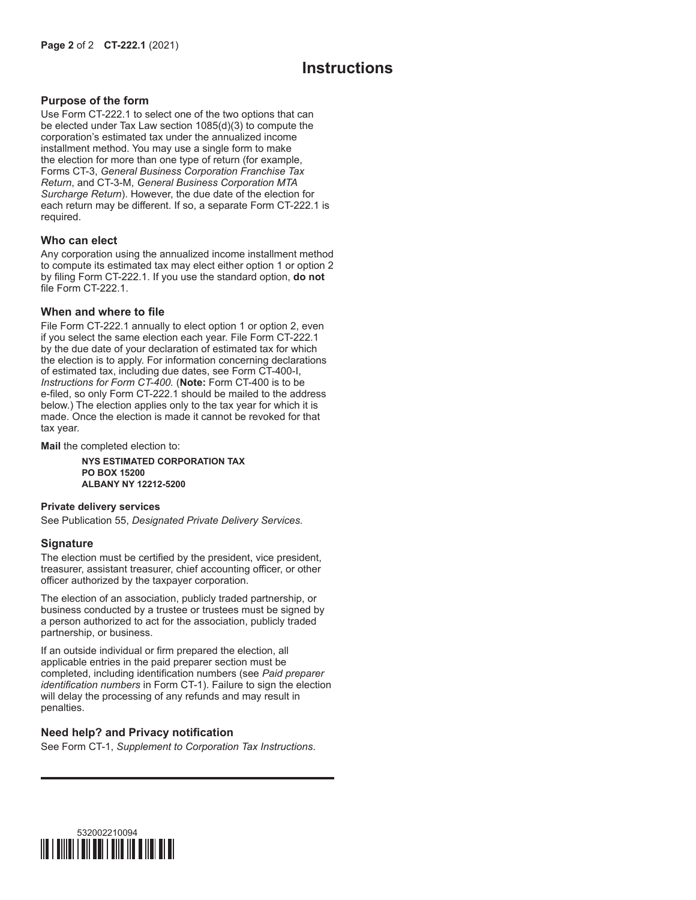# Instructions

## Purpose of the form

Use Form CT-222.1 to select one of the two options that can be elected under Tax Law section 1085(d)(3) to compute the corporation's estimated tax under the annualized income installment method. You may use a single form to make the election for more than one type of return (for example, Forms CT-3, *General Business Corporation Franchise Tax Return*, and CT-3-M, *General Business Corporation MTA Surcharge Return*). However, the due date of the election for each return may be different. If so, a separate Form CT-222.1 is required.

## Who can elect

Any corporation using the annualized income installment method to compute its estimated tax may elect either option 1 or option 2 by filing Form CT-222.1. If you use the standard option, **do not** file Form CT-222.1.

## When and where to file

File Form CT-222.1 annually to elect option 1 or option 2, even if you select the same election each year. File Form CT-222.1 by the due date of your declaration of estimated tax for which the election is to apply. For information concerning declarations of estimated tax, including due dates, see Form CT-400-I, *Instructions for Form CT-400.* (**Note:** Form CT-400 is to be e-filed, so only Form CT-222.1 should be mailed to the address below.) The election applies only to the tax year for which it is made. Once the election is made it cannot be revoked for that tax year.

**Mail** the completed election to:

**NYS ESTIMATED CORPORATION TAX**
**PO BOX 15200**
**ALBANY NY 12212-5200**

### Private delivery services

See Publication 55, *Designated Private Delivery Services.*

## Signature

The election must be certified by the president, vice president, treasurer, assistant treasurer, chief accounting officer, or other officer authorized by the taxpayer corporation.

The election of an association, publicly traded partnership, or business conducted by a trustee or trustees must be signed by a person authorized to act for the association, publicly traded partnership, or business.

If an outside individual or firm prepared the election, all applicable entries in the paid preparer section must be completed, including identification numbers (see *Paid preparer identification numbers* in Form CT-1). Failure to sign the election will delay the processing of any refunds and may result in penalties.

## Need help? and Privacy notification

See Form CT-1, *Supplement to Corporation Tax Instructions*.

532002210094